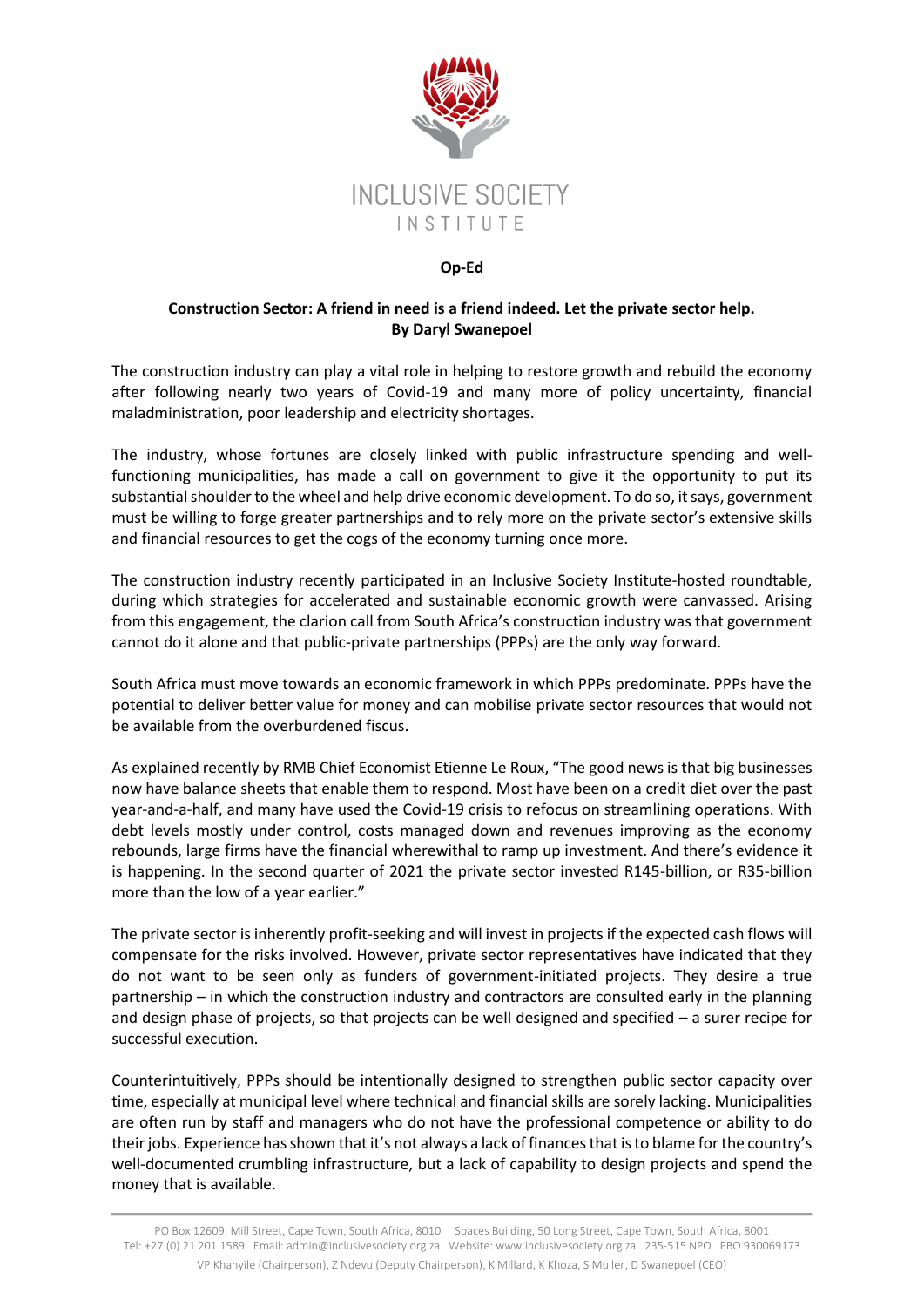INCLUSIVE SOCIETY INSTITUTE

**Op-Ed**

**Construction Sector: A friend in need is a friend indeed. Let the private sector help.**
**By Daryl Swanepoel**

The construction industry can play a vital role in helping to restore growth and rebuild the economy after following nearly two years of Covid-19 and many more of policy uncertainty, financial maladministration, poor leadership and electricity shortages.

The industry, whose fortunes are closely linked with public infrastructure spending and well-functioning municipalities, has made a call on government to give it the opportunity to put its substantial shoulder to the wheel and help drive economic development. To do so, it says, government must be willing to forge greater partnerships and to rely more on the private sector's extensive skills and financial resources to get the cogs of the economy turning once more.

The construction industry recently participated in an Inclusive Society Institute-hosted roundtable, during which strategies for accelerated and sustainable economic growth were canvassed. Arising from this engagement, the clarion call from South Africa's construction industry was that government cannot do it alone and that public-private partnerships (PPPs) are the only way forward.

South Africa must move towards an economic framework in which PPPs predominate. PPPs have the potential to deliver better value for money and can mobilise private sector resources that would not be available from the overburdened fiscus.

As explained recently by RMB Chief Economist Etienne Le Roux, "The good news is that big businesses now have balance sheets that enable them to respond. Most have been on a credit diet over the past year-and-a-half, and many have used the Covid-19 crisis to refocus on streamlining operations. With debt levels mostly under control, costs managed down and revenues improving as the economy rebounds, large firms have the financial wherewithal to ramp up investment. And there's evidence it is happening. In the second quarter of 2021 the private sector invested R145-billion, or R35-billion more than the low of a year earlier."

The private sector is inherently profit-seeking and will invest in projects if the expected cash flows will compensate for the risks involved. However, private sector representatives have indicated that they do not want to be seen only as funders of government-initiated projects. They desire a true partnership – in which the construction industry and contractors are consulted early in the planning and design phase of projects, so that projects can be well designed and specified – a surer recipe for successful execution.

Counterintuitively, PPPs should be intentionally designed to strengthen public sector capacity over time, especially at municipal level where technical and financial skills are sorely lacking. Municipalities are often run by staff and managers who do not have the professional competence or ability to do their jobs. Experience has shown that it's not always a lack of finances that is to blame for the country's well-documented crumbling infrastructure, but a lack of capability to design projects and spend the money that is available.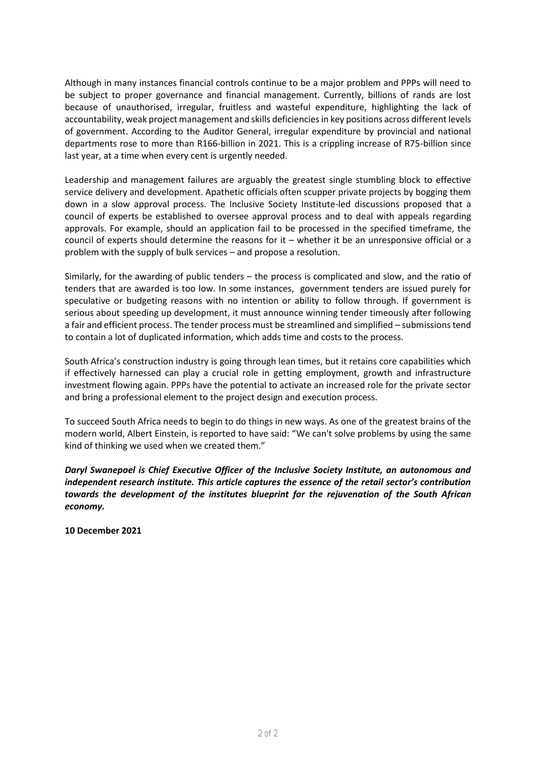Although in many instances financial controls continue to be a major problem and PPPs will need to be subject to proper governance and financial management. Currently, billions of rands are lost because of unauthorised, irregular, fruitless and wasteful expenditure, highlighting the lack of accountability, weak project management and skills deficiencies in key positions across different levels of government. According to the Auditor General, irregular expenditure by provincial and national departments rose to more than R166-billion in 2021. This is a crippling increase of R75-billion since last year, at a time when every cent is urgently needed.

Leadership and management failures are arguably the greatest single stumbling block to effective service delivery and development. Apathetic officials often scupper private projects by bogging them down in a slow approval process. The Inclusive Society Institute-led discussions proposed that a council of experts be established to oversee approval process and to deal with appeals regarding approvals. For example, should an application fail to be processed in the specified timeframe, the council of experts should determine the reasons for it – whether it be an unresponsive official or a problem with the supply of bulk services – and propose a resolution.

Similarly, for the awarding of public tenders – the process is complicated and slow, and the ratio of tenders that are awarded is too low. In some instances, government tenders are issued purely for speculative or budgeting reasons with no intention or ability to follow through. If government is serious about speeding up development, it must announce winning tender timeously after following a fair and efficient process. The tender process must be streamlined and simplified – submissions tend to contain a lot of duplicated information, which adds time and costs to the process.

South Africa's construction industry is going through lean times, but it retains core capabilities which if effectively harnessed can play a crucial role in getting employment, growth and infrastructure investment flowing again. PPPs have the potential to activate an increased role for the private sector and bring a professional element to the project design and execution process.

To succeed South Africa needs to begin to do things in new ways. As one of the greatest brains of the modern world, Albert Einstein, is reported to have said: "We can't solve problems by using the same kind of thinking we used when we created them."

***Daryl Swanepoel is Chief Executive Officer of the Inclusive Society Institute, an autonomous and independent research institute. This article captures the essence of the retail sector's contribution towards the development of the institutes blueprint for the rejuvenation of the South African economy.***

**10 December 2021**